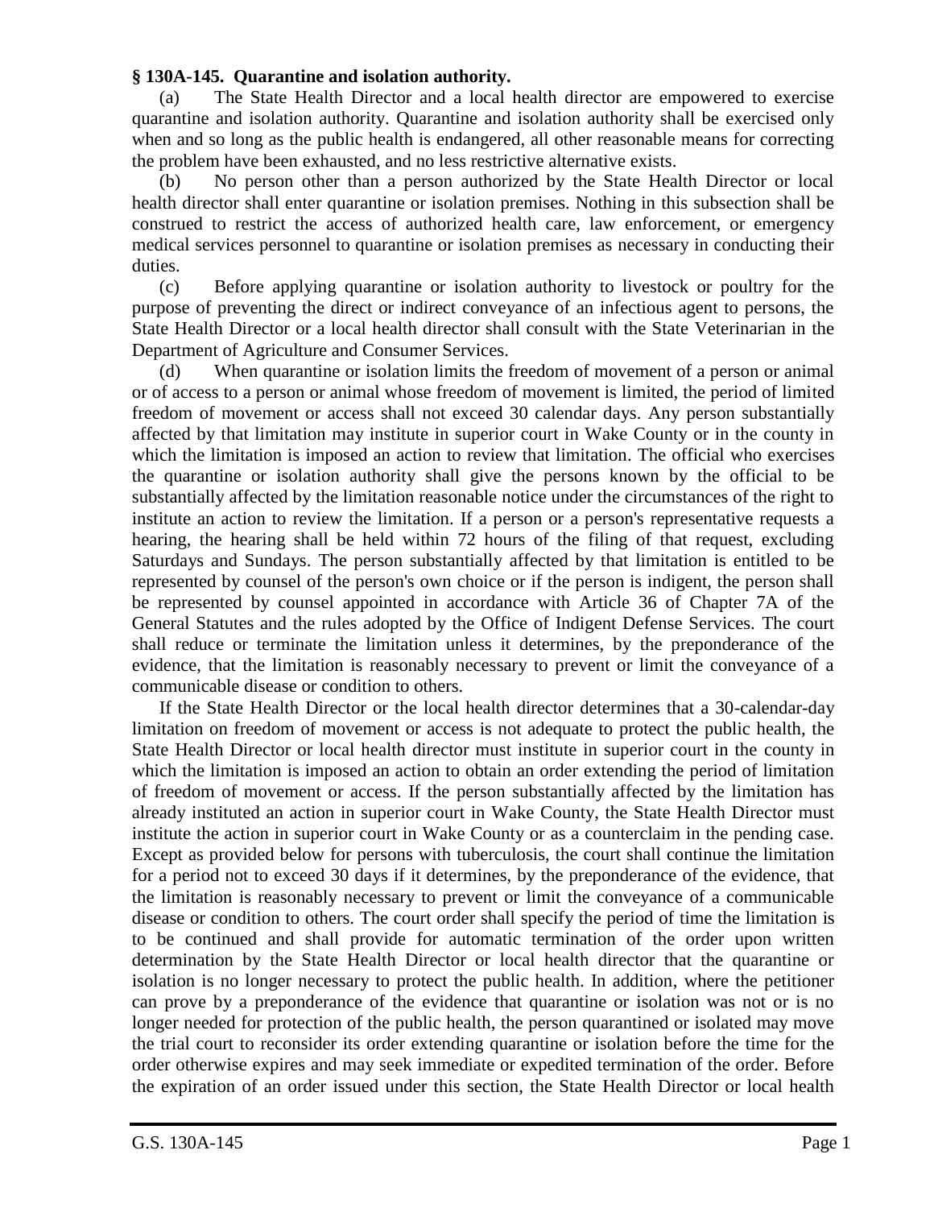**§ 130A-145. Quarantine and isolation authority.**

(a) The State Health Director and a local health director are empowered to exercise quarantine and isolation authority. Quarantine and isolation authority shall be exercised only when and so long as the public health is endangered, all other reasonable means for correcting the problem have been exhausted, and no less restrictive alternative exists.

(b) No person other than a person authorized by the State Health Director or local health director shall enter quarantine or isolation premises. Nothing in this subsection shall be construed to restrict the access of authorized health care, law enforcement, or emergency medical services personnel to quarantine or isolation premises as necessary in conducting their duties.

(c) Before applying quarantine or isolation authority to livestock or poultry for the purpose of preventing the direct or indirect conveyance of an infectious agent to persons, the State Health Director or a local health director shall consult with the State Veterinarian in the Department of Agriculture and Consumer Services.

(d) When quarantine or isolation limits the freedom of movement of a person or animal or of access to a person or animal whose freedom of movement is limited, the period of limited freedom of movement or access shall not exceed 30 calendar days. Any person substantially affected by that limitation may institute in superior court in Wake County or in the county in which the limitation is imposed an action to review that limitation. The official who exercises the quarantine or isolation authority shall give the persons known by the official to be substantially affected by the limitation reasonable notice under the circumstances of the right to institute an action to review the limitation. If a person or a person's representative requests a hearing, the hearing shall be held within 72 hours of the filing of that request, excluding Saturdays and Sundays. The person substantially affected by that limitation is entitled to be represented by counsel of the person's own choice or if the person is indigent, the person shall be represented by counsel appointed in accordance with Article 36 of Chapter 7A of the General Statutes and the rules adopted by the Office of Indigent Defense Services. The court shall reduce or terminate the limitation unless it determines, by the preponderance of the evidence, that the limitation is reasonably necessary to prevent or limit the conveyance of a communicable disease or condition to others.

If the State Health Director or the local health director determines that a 30-calendar-day limitation on freedom of movement or access is not adequate to protect the public health, the State Health Director or local health director must institute in superior court in the county in which the limitation is imposed an action to obtain an order extending the period of limitation of freedom of movement or access. If the person substantially affected by the limitation has already instituted an action in superior court in Wake County, the State Health Director must institute the action in superior court in Wake County or as a counterclaim in the pending case. Except as provided below for persons with tuberculosis, the court shall continue the limitation for a period not to exceed 30 days if it determines, by the preponderance of the evidence, that the limitation is reasonably necessary to prevent or limit the conveyance of a communicable disease or condition to others. The court order shall specify the period of time the limitation is to be continued and shall provide for automatic termination of the order upon written determination by the State Health Director or local health director that the quarantine or isolation is no longer necessary to protect the public health. In addition, where the petitioner can prove by a preponderance of the evidence that quarantine or isolation was not or is no longer needed for protection of the public health, the person quarantined or isolated may move the trial court to reconsider its order extending quarantine or isolation before the time for the order otherwise expires and may seek immediate or expedited termination of the order. Before the expiration of an order issued under this section, the State Health Director or local health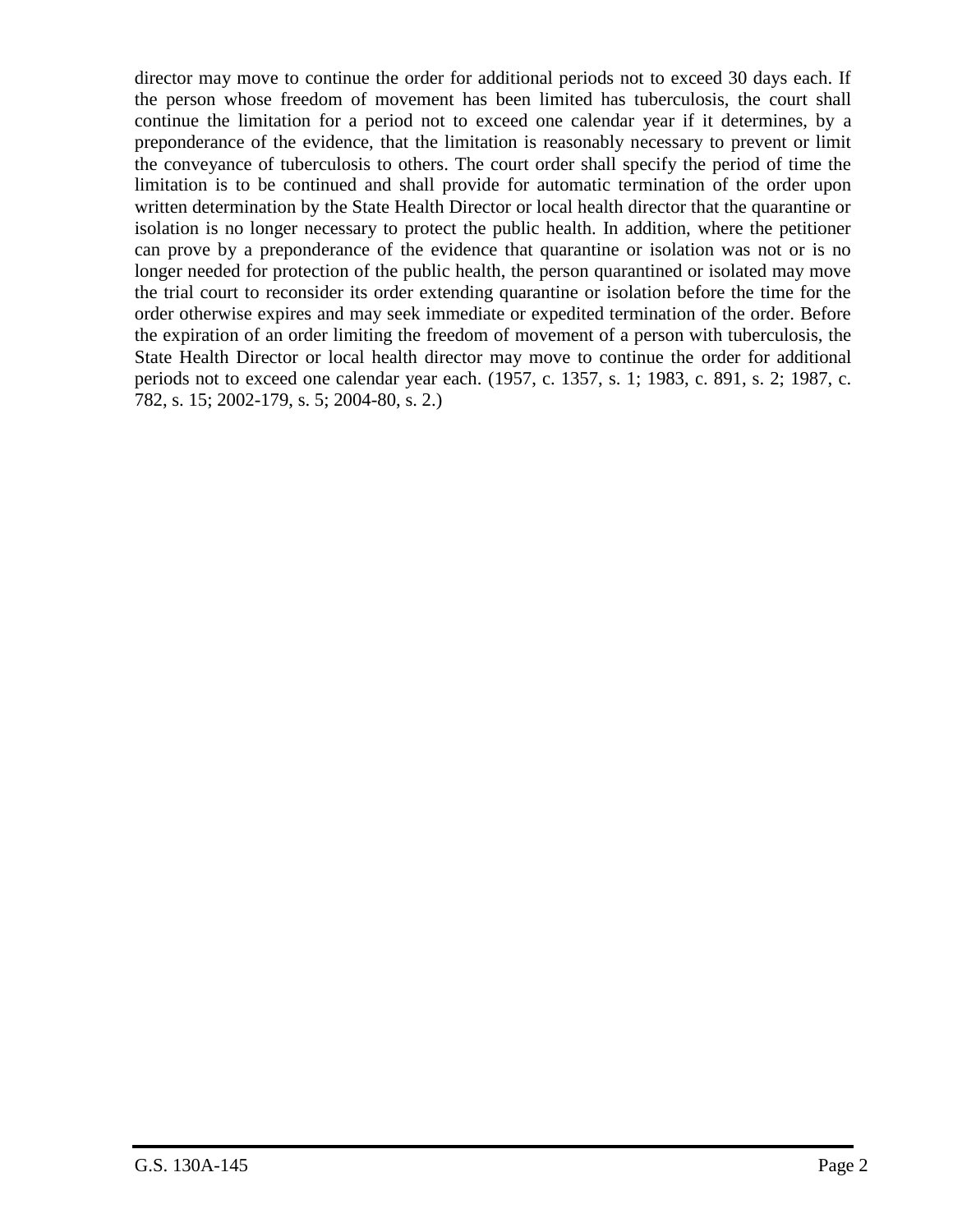director may move to continue the order for additional periods not to exceed 30 days each. If the person whose freedom of movement has been limited has tuberculosis, the court shall continue the limitation for a period not to exceed one calendar year if it determines, by a preponderance of the evidence, that the limitation is reasonably necessary to prevent or limit the conveyance of tuberculosis to others. The court order shall specify the period of time the limitation is to be continued and shall provide for automatic termination of the order upon written determination by the State Health Director or local health director that the quarantine or isolation is no longer necessary to protect the public health. In addition, where the petitioner can prove by a preponderance of the evidence that quarantine or isolation was not or is no longer needed for protection of the public health, the person quarantined or isolated may move the trial court to reconsider its order extending quarantine or isolation before the time for the order otherwise expires and may seek immediate or expedited termination of the order. Before the expiration of an order limiting the freedom of movement of a person with tuberculosis, the State Health Director or local health director may move to continue the order for additional periods not to exceed one calendar year each. (1957, c. 1357, s. 1; 1983, c. 891, s. 2; 1987, c. 782, s. 15; 2002-179, s. 5; 2004-80, s. 2.)